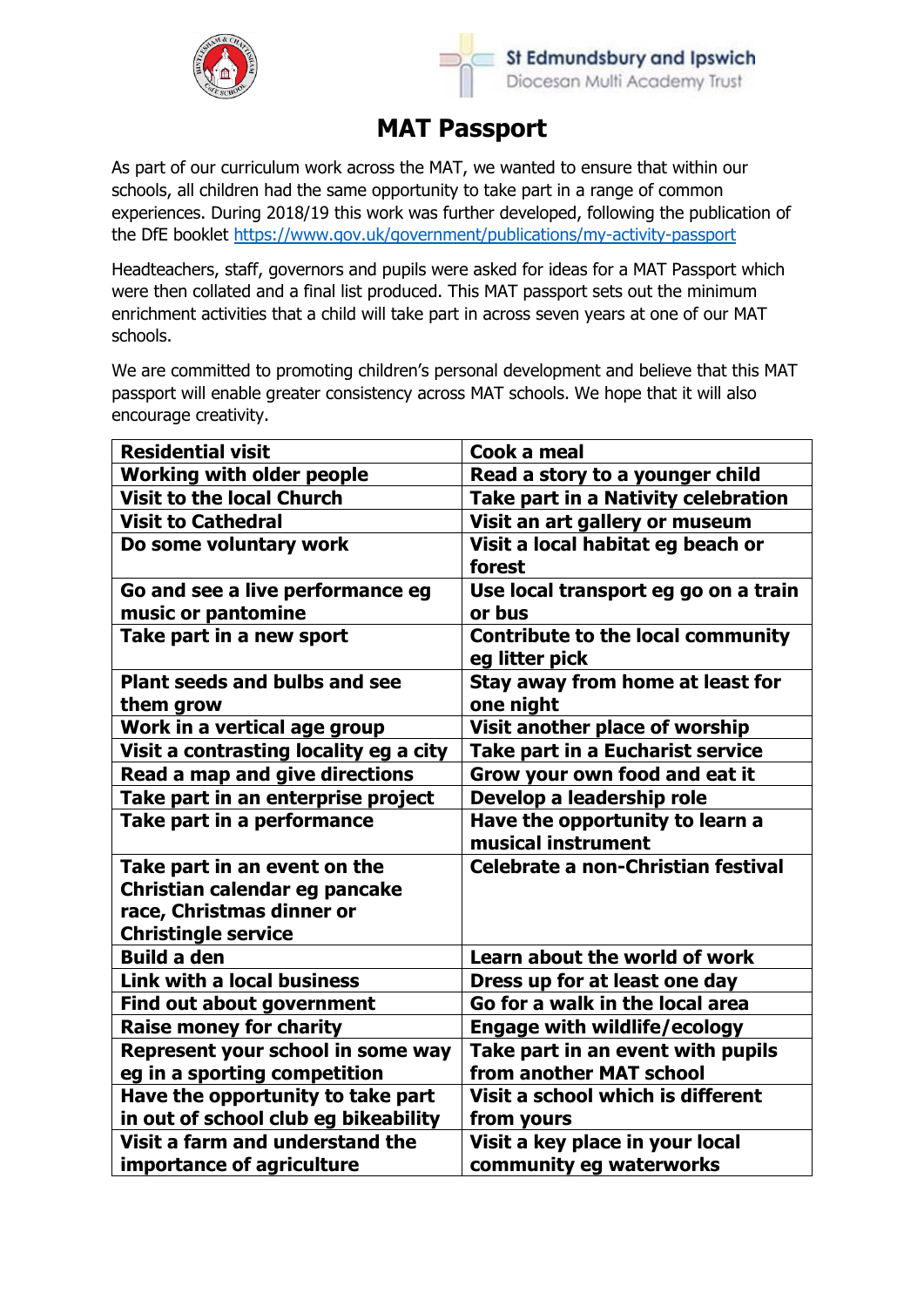# MAT Passport

As part of our curriculum work across the MAT, we wanted to ensure that within our schools, all children had the same opportunity to take part in a range of common experiences. During 2018/19 this work was further developed, following the publication of the DfE booklet https://www.gov.uk/government/publications/my-activity-passport

Headteachers, staff, governors and pupils were asked for ideas for a MAT Passport which were then collated and a final list produced. This MAT passport sets out the minimum enrichment activities that a child will take part in across seven years at one of our MAT schools.

We are committed to promoting children's personal development and believe that this MAT passport will enable greater consistency across MAT schools. We hope that it will also encourage creativity.

| | |
|---|---|
| **Residential visit** | **Cook a meal** |
| **Working with older people** | **Read a story to a younger child** |
| **Visit to the local Church** | **Take part in a Nativity celebration** |
| **Visit to Cathedral** | **Visit an art gallery or museum** |
| **Do some voluntary work** | **Visit a local habitat eg beach or forest** |
| **Go and see a live performance eg music or pantomine** | **Use local transport eg go on a train or bus** |
| **Take part in a new sport** | **Contribute to the local community eg litter pick** |
| **Plant seeds and bulbs and see them grow** | **Stay away from home at least for one night** |
| **Work in a vertical age group** | **Visit another place of worship** |
| **Visit a contrasting locality eg a city** | **Take part in a Eucharist service** |
| **Read a map and give directions** | **Grow your own food and eat it** |
| **Take part in an enterprise project** | **Develop a leadership role** |
| **Take part in a performance** | **Have the opportunity to learn a musical instrument** |
| **Take part in an event on the Christian calendar eg pancake race, Christmas dinner or Christingle service** | **Celebrate a non-Christian festival** |
| **Build a den** | **Learn about the world of work** |
| **Link with a local business** | **Dress up for at least one day** |
| **Find out about government** | **Go for a walk in the local area** |
| **Raise money for charity** | **Engage with wildlife/ecology** |
| **Represent your school in some way eg in a sporting competition** | **Take part in an event with pupils from another MAT school** |
| **Have the opportunity to take part in out of school club eg bikeability** | **Visit a school which is different from yours** |
| **Visit a farm and understand the importance of agriculture** | **Visit a key place in your local community eg waterworks** |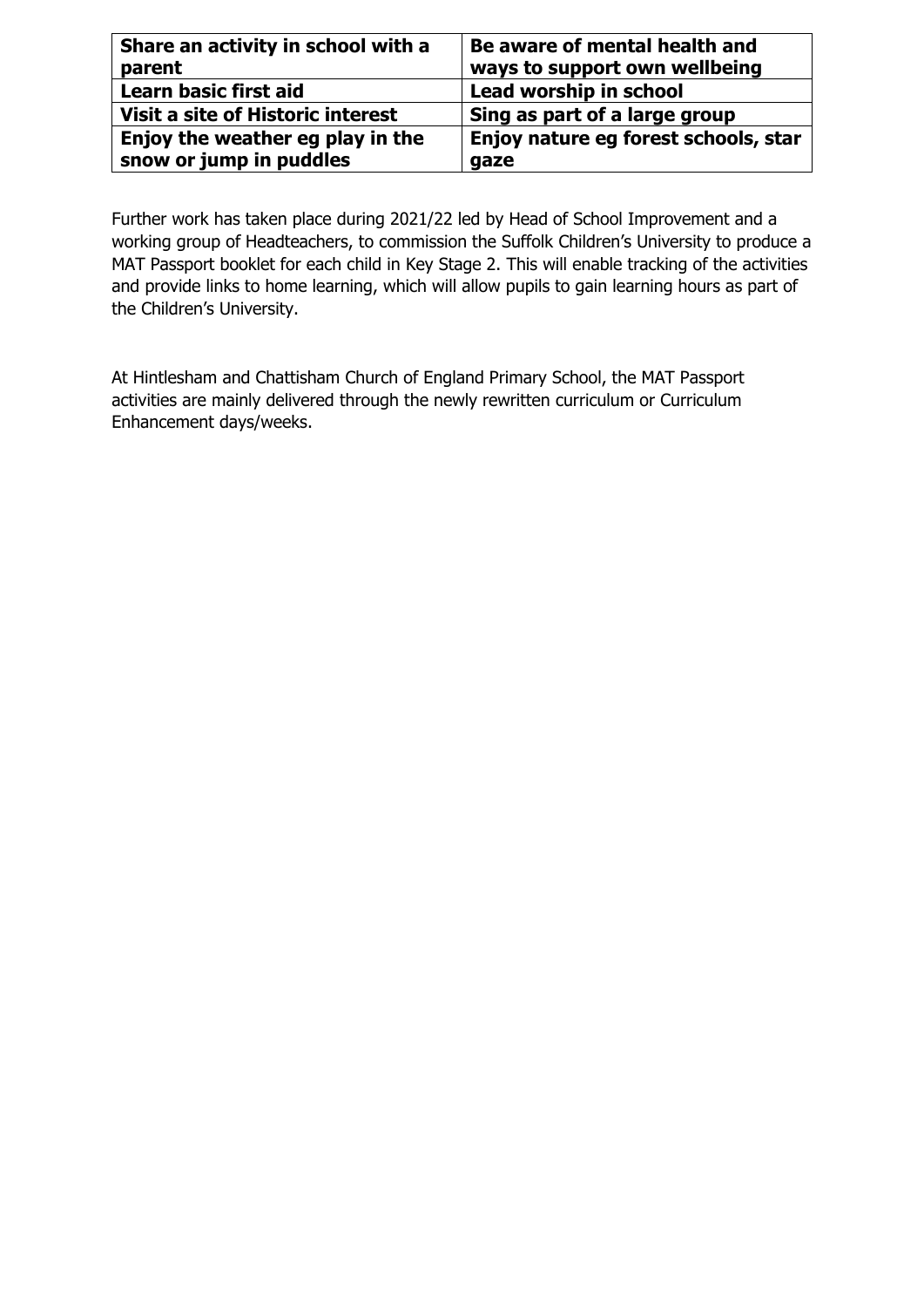| | |
|---|---|
| **Share an activity in school with a parent** | **Be aware of mental health and ways to support own wellbeing** |
| **Learn basic first aid** | **Lead worship in school** |
| **Visit a site of Historic interest** | **Sing as part of a large group** |
| **Enjoy the weather eg play in the snow or jump in puddles** | **Enjoy nature eg forest schools, star gaze** |

Further work has taken place during 2021/22 led by Head of School Improvement and a working group of Headteachers, to commission the Suffolk Children's University to produce a MAT Passport booklet for each child in Key Stage 2. This will enable tracking of the activities and provide links to home learning, which will allow pupils to gain learning hours as part of the Children's University.

At Hintlesham and Chattisham Church of England Primary School, the MAT Passport activities are mainly delivered through the newly rewritten curriculum or Curriculum Enhancement days/weeks.